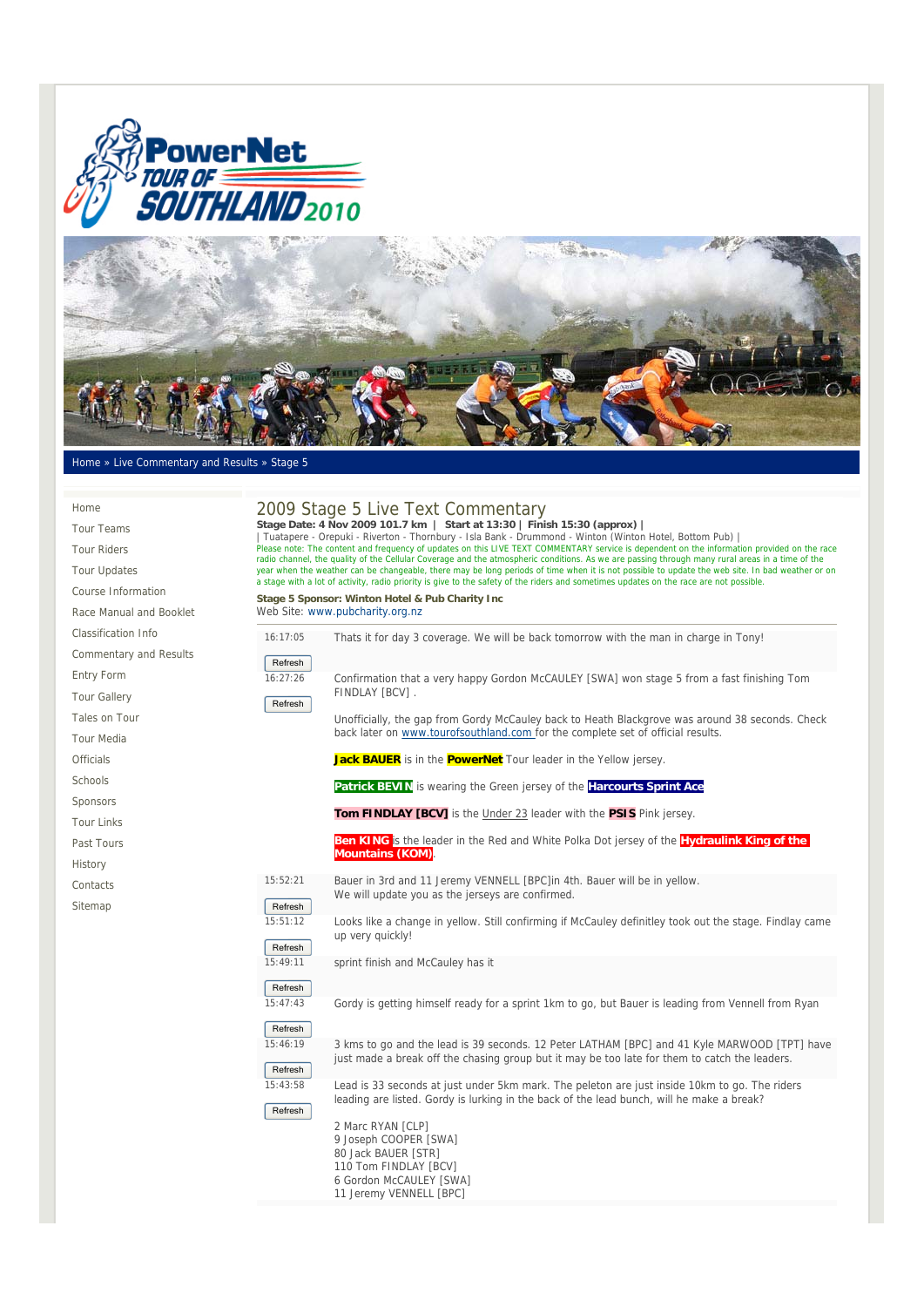Home » Live Commentary and Results » Stage 5

- Home
- Tour Teams
- Tour Riders
- Tour Updates
- Course Information
- Race Manual and Booklet
- Classification Info
- Commentary and Results
- Entry Form
- Tour Gallery
- Tales on Tour
- Tour Media
- Officials
- Schools
- Sponsors
- Tour Links
- Past Tours
- History
- Contacts
- Sitemap

# 2009 Stage 5 Live Text Commentary

**Stage Date: 4 Nov 2009 101.7 km | Start at 13:30 | Finish 15:30 (approx) |**

| Tuatapere - Orepuki - Riverton - Thornbury - Isla Bank - Drummond - Winton (Winton Hotel, Bottom Pub) |

Please note: The content and frequency of updates on this LIVE TEXT COMMENTARY service is dependent on the information provided on the race radio channel, the quality of the Cellular Coverage and the atmospheric conditions. As we are passing through many rural areas in a time of the year when the weather can be changeable, there may be long periods of time when it is not possible to update the web site. In bad weather or on a stage with a lot of activity, radio priority is give to the safety of the riders and sometimes updates on the race are not possible.

**Stage 5 Sponsor: Winton Hotel & Pub Charity Inc**
Web Site: www.pubcharity.org.nz

| Time | Commentary |
|---|---|
| 16:17:05 Refresh | Thats it for day 3 coverage. We will be back tomorrow with the man in charge in Tony! |
| 16:27:26 Refresh | Confirmation that a very happy Gordon McCAULEY [SWA] won stage 5 from a fast finishing Tom FINDLAY [BCV] .<br><br>Unofficially, the gap from Gordy McCauley back to Heath Blackgrove was around 38 seconds. Check back later on www.tourofsouthland.com for the complete set of official results.<br><br>**Jack BAUER** is in the **PowerNet** Tour leader in the Yellow jersey.<br><br>**Patrick BEVIN** is wearing the Green jersey of the **Harcourts Sprint Ace**<br><br>**Tom FINDLAY [BCV]** is the Under 23 leader with the **PSIS** Pink jersey.<br><br>**Ben KING** is the leader in the Red and White Polka Dot jersey of the **Hydraulink King of the Mountains (KOM)**. |
| 15:52:21 Refresh | Bauer in 3rd and 11 Jeremy VENNELL [BPC]in 4th. Bauer will be in yellow.<br>We will update you as the jerseys are confirmed. |
| 15:51:12 Refresh | Looks like a change in yellow. Still confirming if McCauley definitley took out the stage. Findlay came up very quickly! |
| 15:49:11 Refresh | sprint finish and McCauley has it |
| 15:47:43 Refresh | Gordy is getting himself ready for a sprint 1km to go, but Bauer is leading from Vennell from Ryan |
| 15:46:19 Refresh | 3 kms to go and the lead is 39 seconds. 12 Peter LATHAM [BPC] and 41 Kyle MARWOOD [TPT] have just made a break off the chasing group but it may be too late for them to catch the leaders. |
| 15:43:58 Refresh | Lead is 33 seconds at just under 5km mark. The peleton are just inside 10km to go. The riders leading are listed. Gordy is lurking in the back of the lead bunch, will he make a break?<br><br>2 Marc RYAN [CLP]<br>9 Joseph COOPER [SWA]<br>80 Jack BAUER [STR]<br>110 Tom FINDLAY [BCV]<br>6 Gordon McCAULEY [SWA]<br>11 Jeremy VENNELL [BPC] |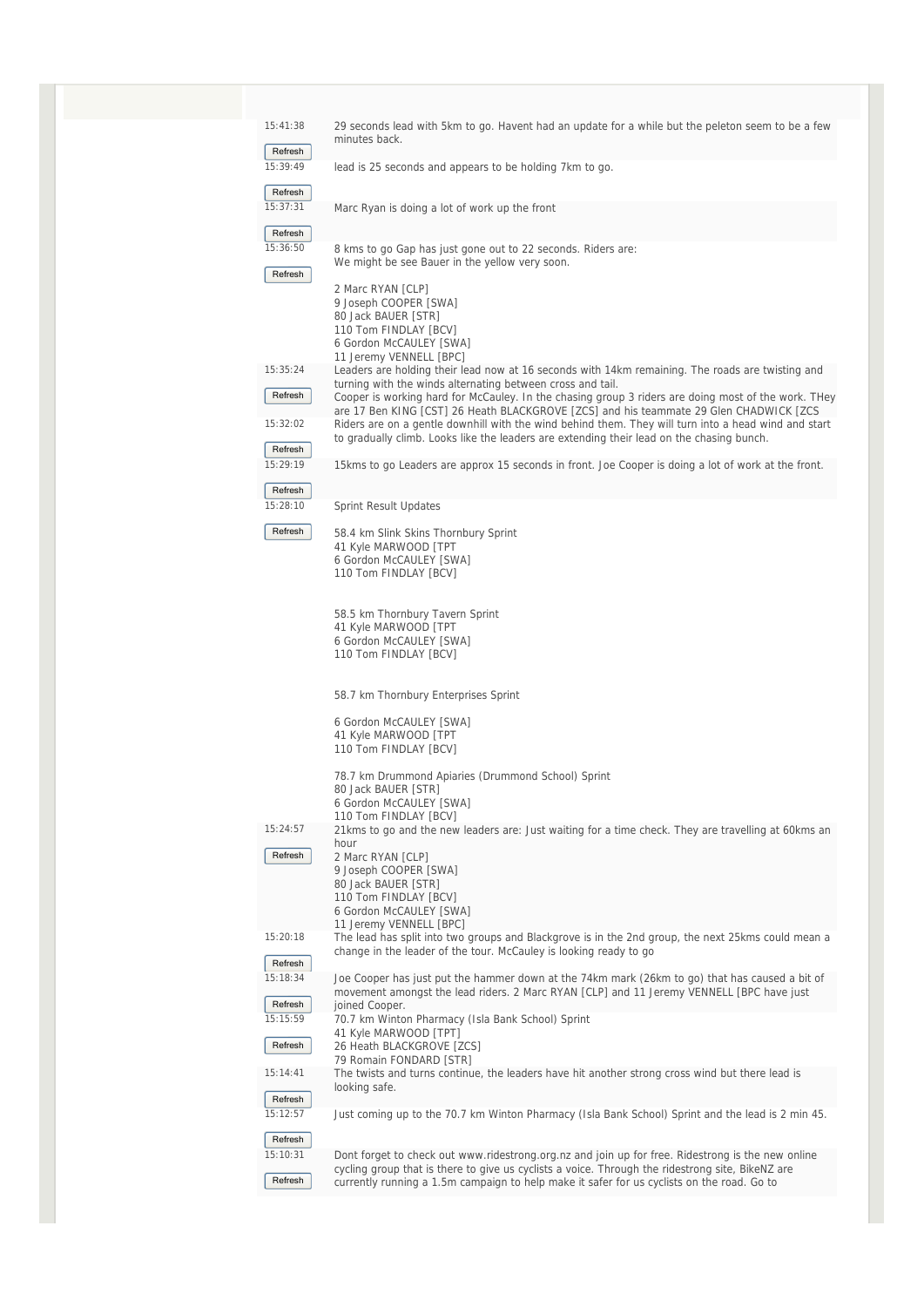15:41:38

29 seconds lead with 5km to go. Havent had an update for a while but the peleton seem to be a few minutes back.

15:39:49

lead is 25 seconds and appears to be holding 7km to go.

15:37:31

Marc Ryan is doing a lot of work up the front

15:36:50

8 kms to go Gap has just gone out to 22 seconds. Riders are:
We might be see Bauer in the yellow very soon.

2 Marc RYAN [CLP]
9 Joseph COOPER [SWA]
80 Jack BAUER [STR]
110 Tom FINDLAY [BCV]
6 Gordon McCAULEY [SWA]
11 Jeremy VENNELL [BPC]

15:35:24

Leaders are holding their lead now at 16 seconds with 14km remaining. The roads are twisting and turning with the winds alternating between cross and tail.
Cooper is working hard for McCauley. In the chasing group 3 riders are doing most of the work. THey are 17 Ben KING [CST] 26 Heath BLACKGROVE [ZCS] and his teammate 29 Glen CHADWICK [ZCS

15:32:02

Riders are on a gentle downhill with the wind behind them. They will turn into a head wind and start to gradually climb. Looks like the leaders are extending their lead on the chasing bunch.

15:29:19

15kms to go Leaders are approx 15 seconds in front. Joe Cooper is doing a lot of work at the front.

15:28:10

Sprint Result Updates

58.4 km Slink Skins Thornbury Sprint
41 Kyle MARWOOD [TPT
6 Gordon McCAULEY [SWA]
110 Tom FINDLAY [BCV]

58.5 km Thornbury Tavern Sprint
41 Kyle MARWOOD [TPT
6 Gordon McCAULEY [SWA]
110 Tom FINDLAY [BCV]

58.7 km Thornbury Enterprises Sprint

6 Gordon McCAULEY [SWA]
41 Kyle MARWOOD [TPT
110 Tom FINDLAY [BCV]

78.7 km Drummond Apiaries (Drummond School) Sprint
80 Jack BAUER [STR]
6 Gordon McCAULEY [SWA]
110 Tom FINDLAY [BCV]

15:24:57

21kms to go and the new leaders are: Just waiting for a time check. They are travelling at 60kms an hour
2 Marc RYAN [CLP]
9 Joseph COOPER [SWA]
80 Jack BAUER [STR]
110 Tom FINDLAY [BCV]
6 Gordon McCAULEY [SWA]
11 Jeremy VENNELL [BPC]

15:20:18

The lead has split into two groups and Blackgrove is in the 2nd group, the next 25kms could mean a change in the leader of the tour. McCauley is looking ready to go

15:18:34

Joe Cooper has just put the hammer down at the 74km mark (26km to go) that has caused a bit of movement amongst the lead riders. 2 Marc RYAN [CLP] and 11 Jeremy VENNELL [BPC have just joined Cooper.

15:15:59

70.7 km Winton Pharmacy (Isla Bank School) Sprint
41 Kyle MARWOOD [TPT]
26 Heath BLACKGROVE [ZCS]
79 Romain FONDARD [STR]

15:14:41

The twists and turns continue, the leaders have hit another strong cross wind but there lead is looking safe.

15:12:57

Just coming up to the 70.7 km Winton Pharmacy (Isla Bank School) Sprint and the lead is 2 min 45.

15:10:31

Dont forget to check out www.ridestrong.org.nz and join up for free. Ridestrong is the new online cycling group that is there to give us cyclists a voice. Through the ridestrong site, BikeNZ are currently running a 1.5m campaign to help make it safer for us cyclists on the road. Go to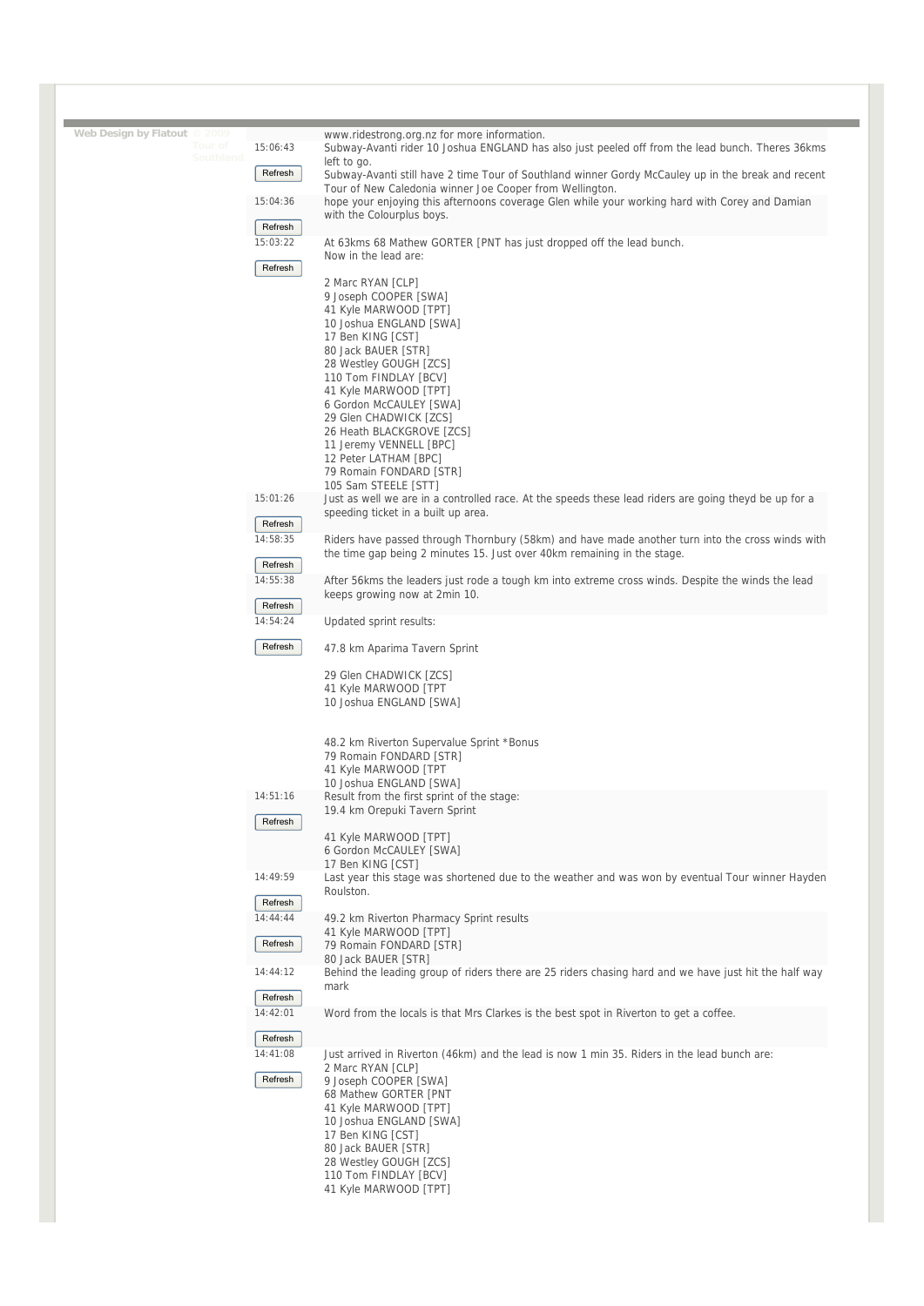Web Design by Flatout © 2009 Tour of Southland

www.ridestrong.org.nz for more information.

15:06:43

Subway-Avanti rider 10 Joshua ENGLAND has also just peeled off from the lead bunch. Theres 36kms left to go.

Subway-Avanti still have 2 time Tour of Southland winner Gordy McCauley up in the break and recent Tour of New Caledonia winner Joe Cooper from Wellington.

15:04:36

hope your enjoying this afternoons coverage Glen while your working hard with Corey and Damian with the Colourplus boys.

15:03:22

At 63kms 68 Mathew GORTER [PNT has just dropped off the lead bunch.
Now in the lead are:

2 Marc RYAN [CLP]
9 Joseph COOPER [SWA]
41 Kyle MARWOOD [TPT]
10 Joshua ENGLAND [SWA]
17 Ben KING [CST]
80 Jack BAUER [STR]
28 Westley GOUGH [ZCS]
110 Tom FINDLAY [BCV]
41 Kyle MARWOOD [TPT]
6 Gordon McCAULEY [SWA]
29 Glen CHADWICK [ZCS]
26 Heath BLACKGROVE [ZCS]
11 Jeremy VENNELL [BPC]
12 Peter LATHAM [BPC]
79 Romain FONDARD [STR]
105 Sam STEELE [STT]

15:01:26

Just as well we are in a controlled race. At the speeds these lead riders are going theyd be up for a speeding ticket in a built up area.

14:58:35

Riders have passed through Thornbury (58km) and have made another turn into the cross winds with the time gap being 2 minutes 15. Just over 40km remaining in the stage.

14:55:38

After 56kms the leaders just rode a tough km into extreme cross winds. Despite the winds the lead keeps growing now at 2min 10.

14:54:24

Updated sprint results:

47.8 km Aparima Tavern Sprint

29 Glen CHADWICK [ZCS]
41 Kyle MARWOOD [TPT
10 Joshua ENGLAND [SWA]

48.2 km Riverton Supervalue Sprint *Bonus
79 Romain FONDARD [STR]
41 Kyle MARWOOD [TPT
10 Joshua ENGLAND [SWA]

14:51:16

Result from the first sprint of the stage:
19.4 km Orepuki Tavern Sprint

41 Kyle MARWOOD [TPT]
6 Gordon McCAULEY [SWA]
17 Ben KING [CST]

14:49:59

Last year this stage was shortened due to the weather and was won by eventual Tour winner Hayden Roulston.

14:44:44

49.2 km Riverton Pharmacy Sprint results
41 Kyle MARWOOD [TPT]
79 Romain FONDARD [STR]
80 Jack BAUER [STR]

14:44:12

Behind the leading group of riders there are 25 riders chasing hard and we have just hit the half way mark

14:42:01

Word from the locals is that Mrs Clarkes is the best spot in Riverton to get a coffee.

14:41:08

Just arrived in Riverton (46km) and the lead is now 1 min 35. Riders in the lead bunch are:
2 Marc RYAN [CLP]
9 Joseph COOPER [SWA]
68 Mathew GORTER [PNT
41 Kyle MARWOOD [TPT]
10 Joshua ENGLAND [SWA]
17 Ben KING [CST]
80 Jack BAUER [STR]
28 Westley GOUGH [ZCS]
110 Tom FINDLAY [BCV]
41 Kyle MARWOOD [TPT]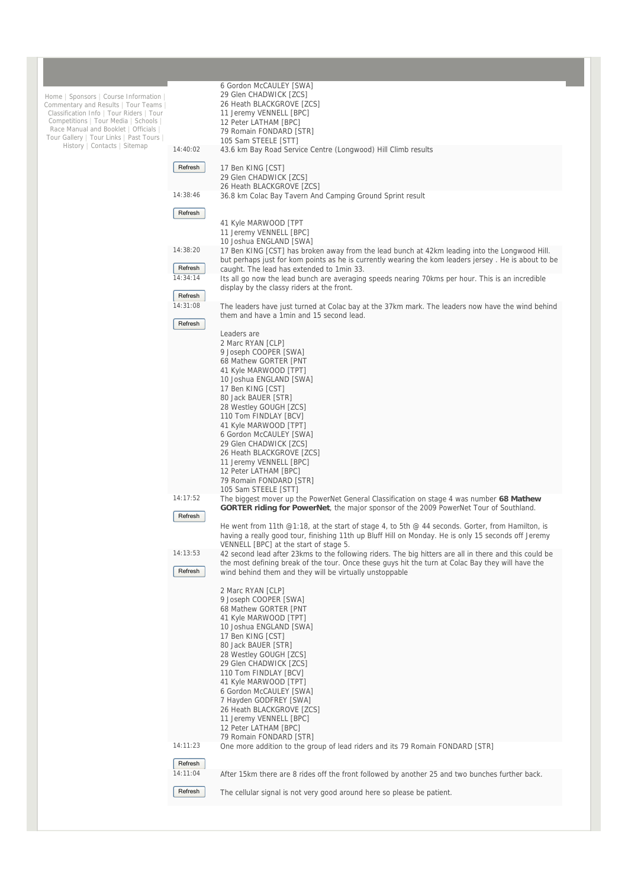Home | Sponsors | Course Information | Commentary and Results | Tour Teams | Classification Info | Tour Riders | Tour Competitions | Tour Media | Schools | Race Manual and Booklet | Officials | Tour Gallery | Tour Links | Past Tours | History | Contacts | Sitemap

6 Gordon McCAULEY [SWA]
29 Glen CHADWICK [ZCS]
26 Heath BLACKGROVE [ZCS]
11 Jeremy VENNELL [BPC]
12 Peter LATHAM [BPC]
79 Romain FONDARD [STR]
105 Sam STEELE [STT]

**14:40:02**

43.6 km Bay Road Service Centre (Longwood) Hill Climb results

17 Ben KING [CST]
29 Glen CHADWICK [ZCS]
26 Heath BLACKGROVE [ZCS]

**14:38:46**

36.8 km Colac Bay Tavern And Camping Ground Sprint result

41 Kyle MARWOOD [TPT
11 Jeremy VENNELL [BPC]
10 Joshua ENGLAND [SWA]

**14:38:20**

17 Ben KING [CST] has broken away from the lead bunch at 42km leading into the Longwood Hill. but perhaps just for kom points as he is currently wearing the kom leaders jersey . He is about to be caught. The lead has extended to 1min 33.

**14:34:14**

Its all go now the lead bunch are averaging speeds nearing 70kms per hour. This is an incredible display by the classy riders at the front.

**14:31:08**

The leaders have just turned at Colac bay at the 37km mark. The leaders now have the wind behind them and have a 1min and 15 second lead.

Leaders are
2 Marc RYAN [CLP]
9 Joseph COOPER [SWA]
68 Mathew GORTER [PNT
41 Kyle MARWOOD [TPT]
10 Joshua ENGLAND [SWA]
17 Ben KING [CST]
80 Jack BAUER [STR]
28 Westley GOUGH [ZCS]
110 Tom FINDLAY [BCV]
41 Kyle MARWOOD [TPT]
6 Gordon McCAULEY [SWA]
29 Glen CHADWICK [ZCS]
26 Heath BLACKGROVE [ZCS]
11 Jeremy VENNELL [BPC]
12 Peter LATHAM [BPC]
79 Romain FONDARD [STR]
105 Sam STEELE [STT]

**14:17:52**

The biggest mover up the PowerNet General Classification on stage 4 was number **68 Mathew GORTER riding for PowerNet**, the major sponsor of the 2009 PowerNet Tour of Southland.

He went from 11th @1:18, at the start of stage 4, to 5th @ 44 seconds. Gorter, from Hamilton, is having a really good tour, finishing 11th up Bluff Hill on Monday. He is only 15 seconds off Jeremy VENNELL [BPC] at the start of stage 5.

**14:13:53**

42 second lead after 23kms to the following riders. The big hitters are all in there and this could be the most defining break of the tour. Once these guys hit the turn at Colac Bay they will have the wind behind them and they will be virtually unstoppable

2 Marc RYAN [CLP]
9 Joseph COOPER [SWA]
68 Mathew GORTER [PNT
41 Kyle MARWOOD [TPT]
10 Joshua ENGLAND [SWA]
17 Ben KING [CST]
80 Jack BAUER [STR]
28 Westley GOUGH [ZCS]
29 Glen CHADWICK [ZCS]
110 Tom FINDLAY [BCV]
41 Kyle MARWOOD [TPT]
6 Gordon McCAULEY [SWA]
7 Hayden GODFREY [SWA]
26 Heath BLACKGROVE [ZCS]
11 Jeremy VENNELL [BPC]
12 Peter LATHAM [BPC]
79 Romain FONDARD [STR]

**14:11:23**

One more addition to the group of lead riders and its 79 Romain FONDARD [STR]

**14:11:04**

After 15km there are 8 rides off the front followed by another 25 and two bunches further back.

The cellular signal is not very good around here so please be patient.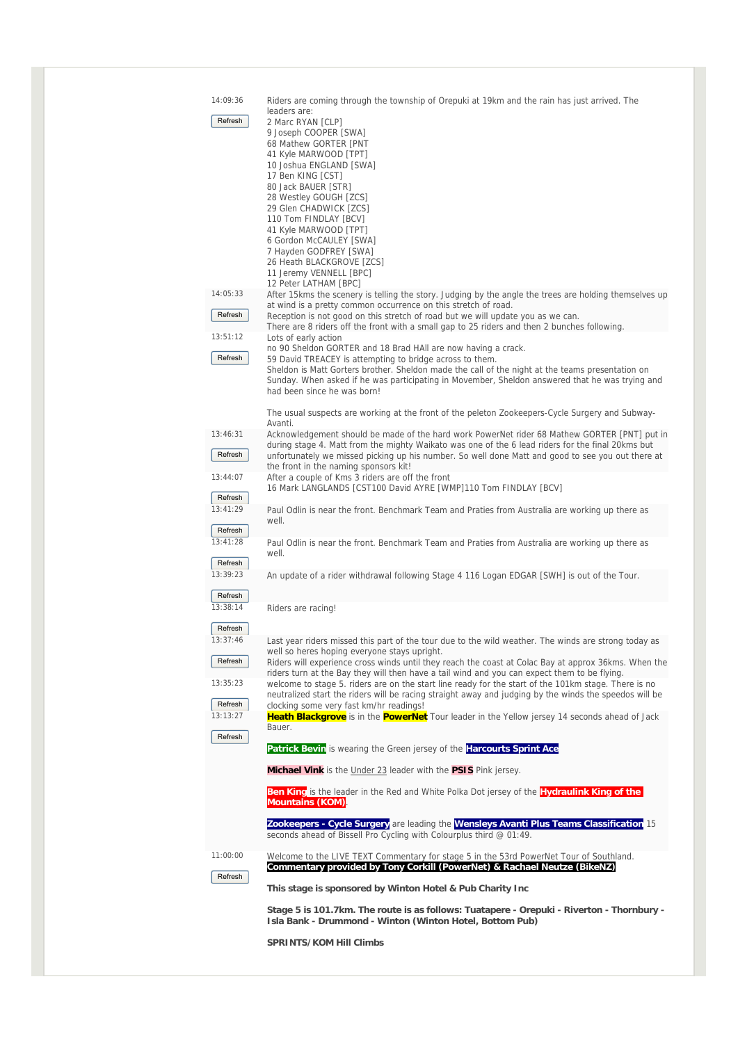14:09:36

Refresh

Riders are coming through the township of Orepuki at 19km and the rain has just arrived. The leaders are:
2 Marc RYAN [CLP]
9 Joseph COOPER [SWA]
68 Mathew GORTER [PNT
41 Kyle MARWOOD [TPT]
10 Joshua ENGLAND [SWA]
17 Ben KING [CST]
80 Jack BAUER [STR]
28 Westley GOUGH [ZCS]
29 Glen CHADWICK [ZCS]
110 Tom FINDLAY [BCV]
41 Kyle MARWOOD [TPT]
6 Gordon McCAULEY [SWA]
7 Hayden GODFREY [SWA]
26 Heath BLACKGROVE [ZCS]
11 Jeremy VENNELL [BPC]
12 Peter LATHAM [BPC]

14:05:33

Refresh

After 15kms the scenery is telling the story. Judging by the angle the trees are holding themselves up at wind is a pretty common occurrence on this stretch of road.
Reception is not good on this stretch of road but we will update you as we can.
There are 8 riders off the front with a small gap to 25 riders and then 2 bunches following.

13:51:12

Refresh

Lots of early action
no 90 Sheldon GORTER and 18 Brad HAll are now having a crack.
59 David TREACEY is attempting to bridge across to them.
Sheldon is Matt Gorters brother. Sheldon made the call of the night at the teams presentation on Sunday. When asked if he was participating in Movember, Sheldon answered that he was trying and had been since he was born!

The usual suspects are working at the front of the peleton Zookeepers-Cycle Surgery and Subway-Avanti.

13:46:31

Refresh

Acknowledgement should be made of the hard work PowerNet rider 68 Mathew GORTER [PNT] put in during stage 4. Matt from the mighty Waikato was one of the 6 lead riders for the final 20kms but unfortunately we missed picking up his number. So well done Matt and good to see you out there at the front in the naming sponsors kit!

13:44:07

Refresh

After a couple of Kms 3 riders are off the front
16 Mark LANGLANDS [CST100 David AYRE [WMP]110 Tom FINDLAY [BCV]

13:41:29

Refresh

Paul Odlin is near the front. Benchmark Team and Praties from Australia are working up there as well.

13:41:28

Refresh

Paul Odlin is near the front. Benchmark Team and Praties from Australia are working up there as well.

13:39:23

Refresh

An update of a rider withdrawal following Stage 4 116 Logan EDGAR [SWH] is out of the Tour.

13:38:14

Refresh

Riders are racing!

13:37:46

Refresh

Last year riders missed this part of the tour due to the wild weather. The winds are strong today as well so heres hoping everyone stays upright.
Riders will experience cross winds until they reach the coast at Colac Bay at approx 36kms. When the riders turn at the Bay they will then have a tail wind and you can expect them to be flying.

13:35:23

Refresh

welcome to stage 5. riders are on the start line ready for the start of the 101km stage. There is no neutralized start the riders will be racing straight away and judging by the winds the speedos will be clocking some very fast km/hr readings!

13:13:27

Refresh

**Heath Blackgrove** is in the **PowerNet** Tour leader in the Yellow jersey 14 seconds ahead of Jack Bauer.

**Patrick Bevin** is wearing the Green jersey of the **Harcourts Sprint Ace**

**Michael Vink** is the Under 23 leader with the **PSIS** Pink jersey.

**Ben King** is the leader in the Red and White Polka Dot jersey of the **Hydraulink King of the Mountains (KOM)**.

**Zookeepers - Cycle Surgery** are leading the **Wensleys Avanti Plus Teams Classification** 15 seconds ahead of Bissell Pro Cycling with Colourplus third @ 01:49.

11:00:00

Refresh

Welcome to the LIVE TEXT Commentary for stage 5 in the 53rd PowerNet Tour of Southland.
**Commentary provided by Tony Corkill (PowerNet) & Rachael Neutze (BikeNZ)**

**This stage is sponsored by Winton Hotel & Pub Charity Inc**

**Stage 5 is 101.7km. The route is as follows: Tuatapere - Orepuki - Riverton - Thornbury - Isla Bank - Drummond - Winton (Winton Hotel, Bottom Pub)**

**SPRINTS/KOM Hill Climbs**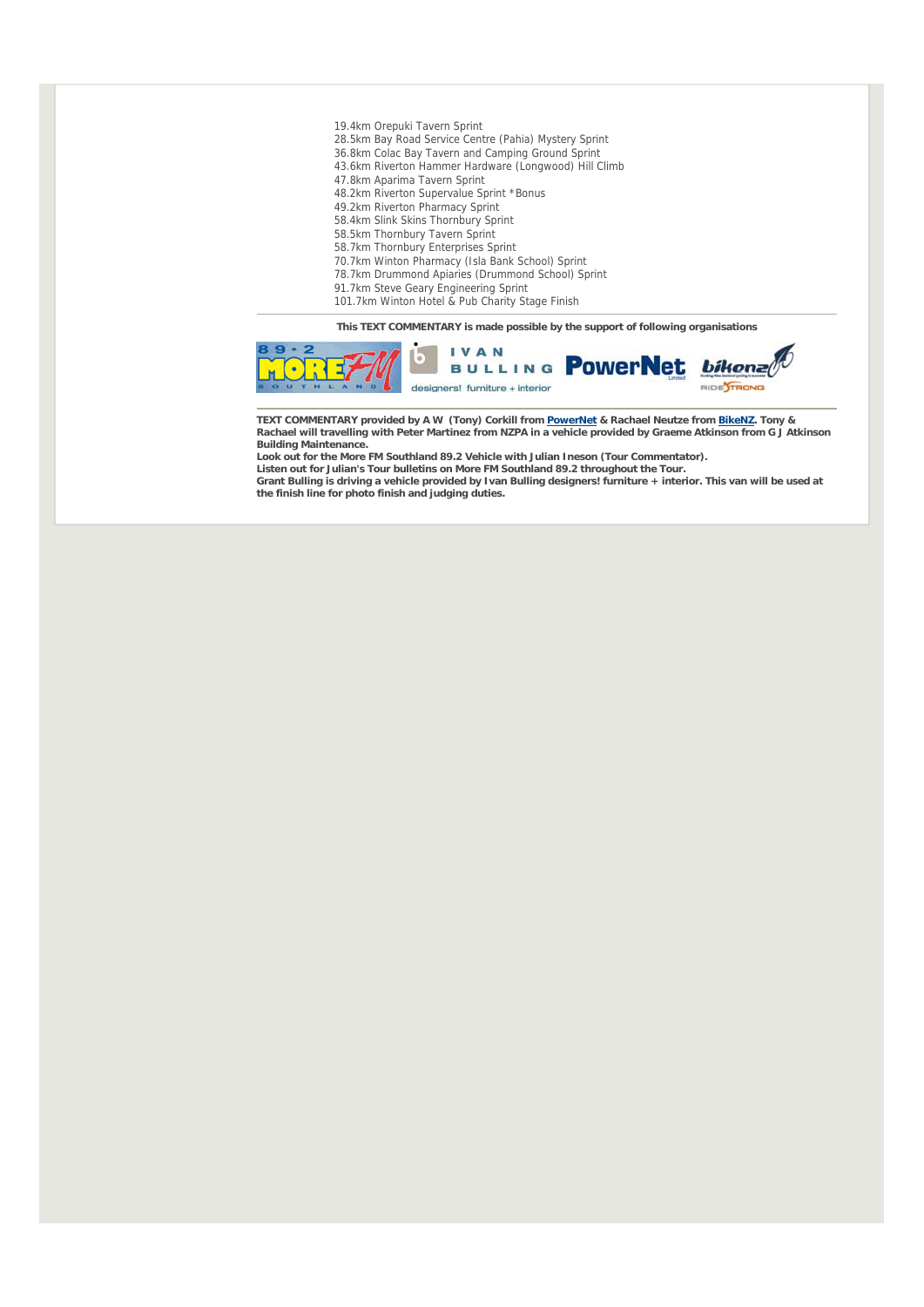19.4km Orepuki Tavern Sprint
28.5km Bay Road Service Centre (Pahia) Mystery Sprint
36.8km Colac Bay Tavern and Camping Ground Sprint
43.6km Riverton Hammer Hardware (Longwood) Hill Climb
47.8km Aparima Tavern Sprint
48.2km Riverton Supervalue Sprint *Bonus
49.2km Riverton Pharmacy Sprint
58.4km Slink Skins Thornbury Sprint
58.5km Thornbury Tavern Sprint
58.7km Thornbury Enterprises Sprint
70.7km Winton Pharmacy (Isla Bank School) Sprint
78.7km Drummond Apiaries (Drummond School) Sprint
91.7km Steve Geary Engineering Sprint
101.7km Winton Hotel & Pub Charity Stage Finish

---

**This TEXT COMMENTARY is made possible by the support of following organisations**

89.2 MORE FM SOUTHLAND | IVAN BULLING designers! furniture + interior | PowerNet Limited | bikenz RIDE STRONG

---

**TEXT COMMENTARY provided by A W (Tony) Corkill from PowerNet & Rachael Neutze from BikeNZ. Tony & Rachael will travelling with Peter Martinez from NZPA in a vehicle provided by Graeme Atkinson from G J Atkinson Building Maintenance.**
**Look out for the More FM Southland 89.2 Vehicle with Julian Ineson (Tour Commentator).**
**Listen out for Julian's Tour bulletins on More FM Southland 89.2 throughout the Tour.**
**Grant Bulling is driving a vehicle provided by Ivan Bulling designers! furniture + interior. This van will be used at the finish line for photo finish and judging duties.**